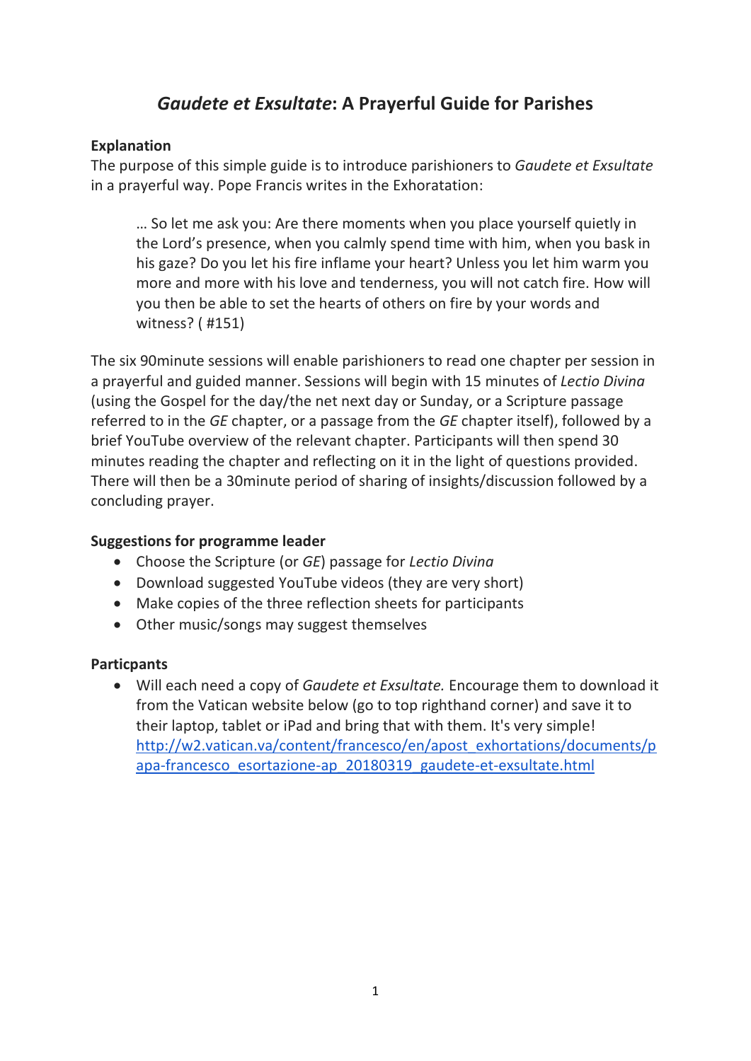// Gaudete et Exsultate: A Prayerful Guide for Parishes

# *Gaudete et Exsultate*: A Prayerful Guide for Parishes

**Explanation**

The purpose of this simple guide is to introduce parishioners to *Gaudete et Exsultate* in a prayerful way. Pope Francis writes in the Exhoratation:

> … So let me ask you: Are there moments when you place yourself quietly in the Lord's presence, when you calmly spend time with him, when you bask in his gaze? Do you let his fire inflame your heart? Unless you let him warm you more and more with his love and tenderness, you will not catch fire. How will you then be able to set the hearts of others on fire by your words and witness? ( #151)

The six 90minute sessions will enable parishioners to read one chapter per session in a prayerful and guided manner. Sessions will begin with 15 minutes of *Lectio Divina* (using the Gospel for the day/the net next day or Sunday, or a Scripture passage referred to in the *GE* chapter, or a passage from the *GE* chapter itself), followed by a brief YouTube overview of the relevant chapter. Participants will then spend 30 minutes reading the chapter and reflecting on it in the light of questions provided. There will then be a 30minute period of sharing of insights/discussion followed by a concluding prayer.

**Suggestions for programme leader**

- Choose the Scripture (or *GE*) passage for *Lectio Divina*
- Download suggested YouTube videos (they are very short)
- Make copies of the three reflection sheets for participants
- Other music/songs may suggest themselves

**Particpants**

- Will each need a copy of *Gaudete et Exsultate.* Encourage them to download it from the Vatican website below (go to top righthand corner) and save it to their laptop, tablet or iPad and bring that with them. It's very simple! [http://w2.vatican.va/content/francesco/en/apost_exhortations/documents/papa-francesco_esortazione-ap_20180319_gaudete-et-exsultate.html](http://w2.vatican.va/content/francesco/en/apost_exhortations/documents/papa-francesco_esortazione-ap_20180319_gaudete-et-exsultate.html)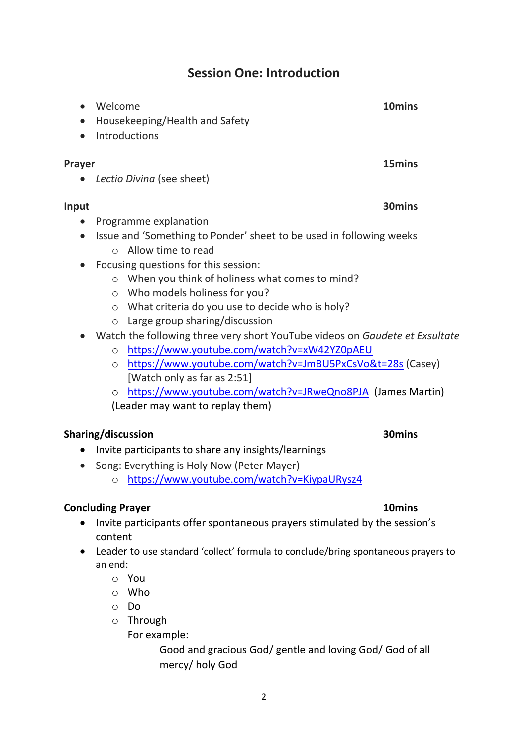## Session One: Introduction

- Welcome **10mins**
- Housekeeping/Health and Safety
- Introductions

**Prayer** **15mins**

- *Lectio Divina* (see sheet)

**Input** **30mins**

- Programme explanation
- Issue and 'Something to Ponder' sheet to be used in following weeks
  - Allow time to read
- Focusing questions for this session:
  - When you think of holiness what comes to mind?
  - Who models holiness for you?
  - What criteria do you use to decide who is holy?
  - Large group sharing/discussion
- Watch the following three very short YouTube videos on *Gaudete et Exsultate*
  - https://www.youtube.com/watch?v=xW42YZ0pAEU
  - https://www.youtube.com/watch?v=JmBU5PxCsVo&t=28s (Casey) [Watch only as far as 2:51]
  - https://www.youtube.com/watch?v=JRweQno8PJA (James Martin)

  (Leader may want to replay them)

**Sharing/discussion** **30mins**

- Invite participants to share any insights/learnings
- Song: Everything is Holy Now (Peter Mayer)
  - https://www.youtube.com/watch?v=KiypaURysz4

**Concluding Prayer** **10mins**

- Invite participants offer spontaneous prayers stimulated by the session's content
- Leader to use standard 'collect' formula to conclude/bring spontaneous prayers to an end:
  - You
  - Who
  - Do
  - Through

  For example:

  Good and gracious God/ gentle and loving God/ God of all mercy/ holy God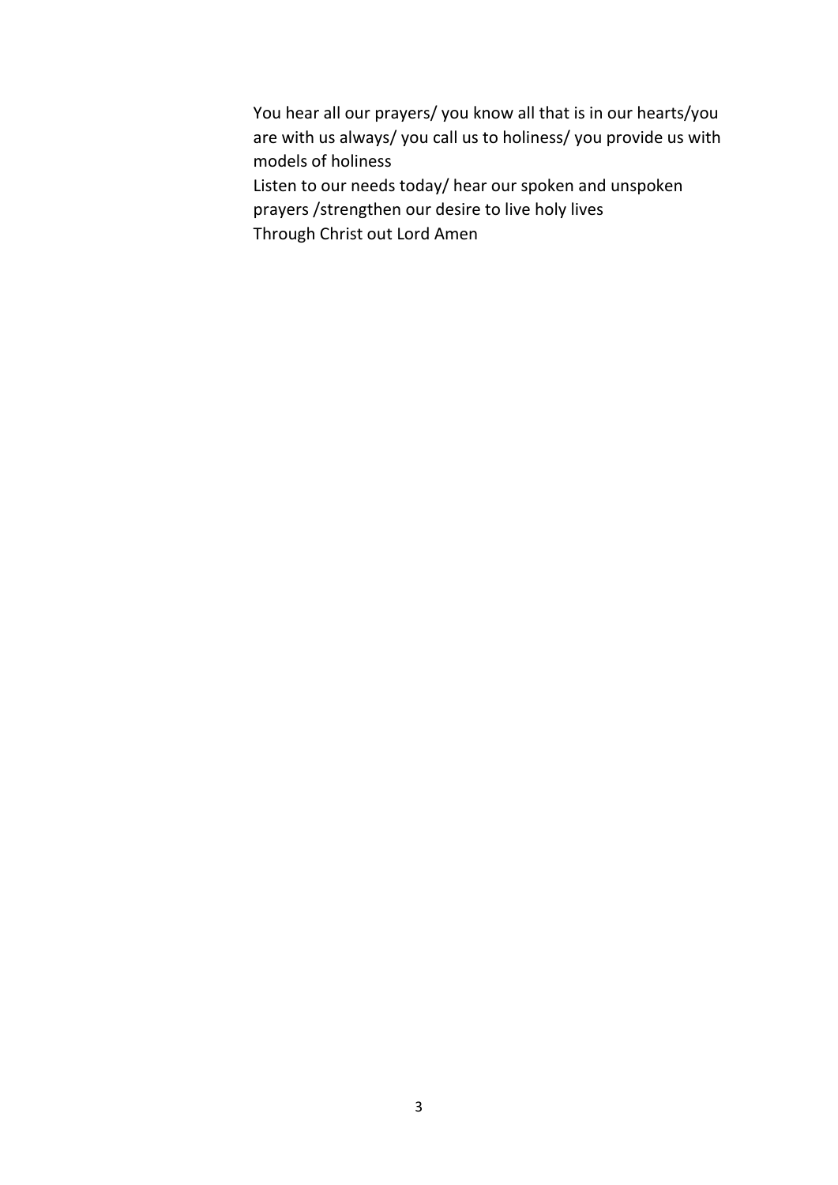You hear all our prayers/ you know all that is in our hearts/you are with us always/ you call us to holiness/ you provide us with models of holiness

Listen to our needs today/ hear our spoken and unspoken prayers /strengthen our desire to live holy lives

Through Christ out Lord Amen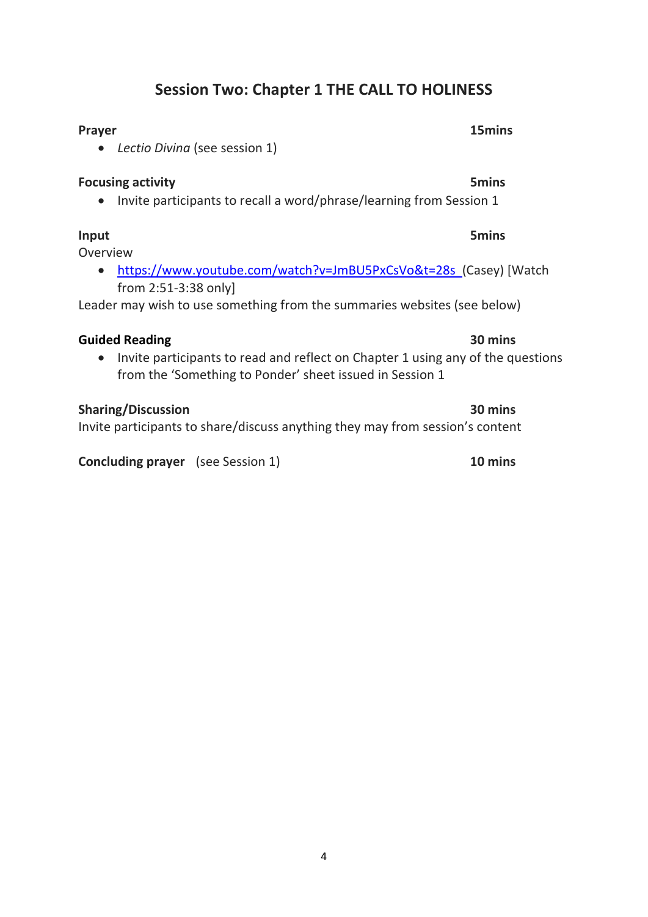## Session Two: Chapter 1 THE CALL TO HOLINESS

**Prayer** **15mins**

- *Lectio Divina* (see session 1)

**Focusing activity** **5mins**

- Invite participants to recall a word/phrase/learning from Session 1

**Input** **5mins**

Overview

- https://www.youtube.com/watch?v=JmBU5PxCsVo&t=28s (Casey) [Watch from 2:51-3:38 only]

Leader may wish to use something from the summaries websites (see below)

**Guided Reading** **30 mins**

- Invite participants to read and reflect on Chapter 1 using any of the questions from the 'Something to Ponder' sheet issued in Session 1

**Sharing/Discussion** **30 mins**

Invite participants to share/discuss anything they may from session's content

**Concluding prayer** (see Session 1) **10 mins**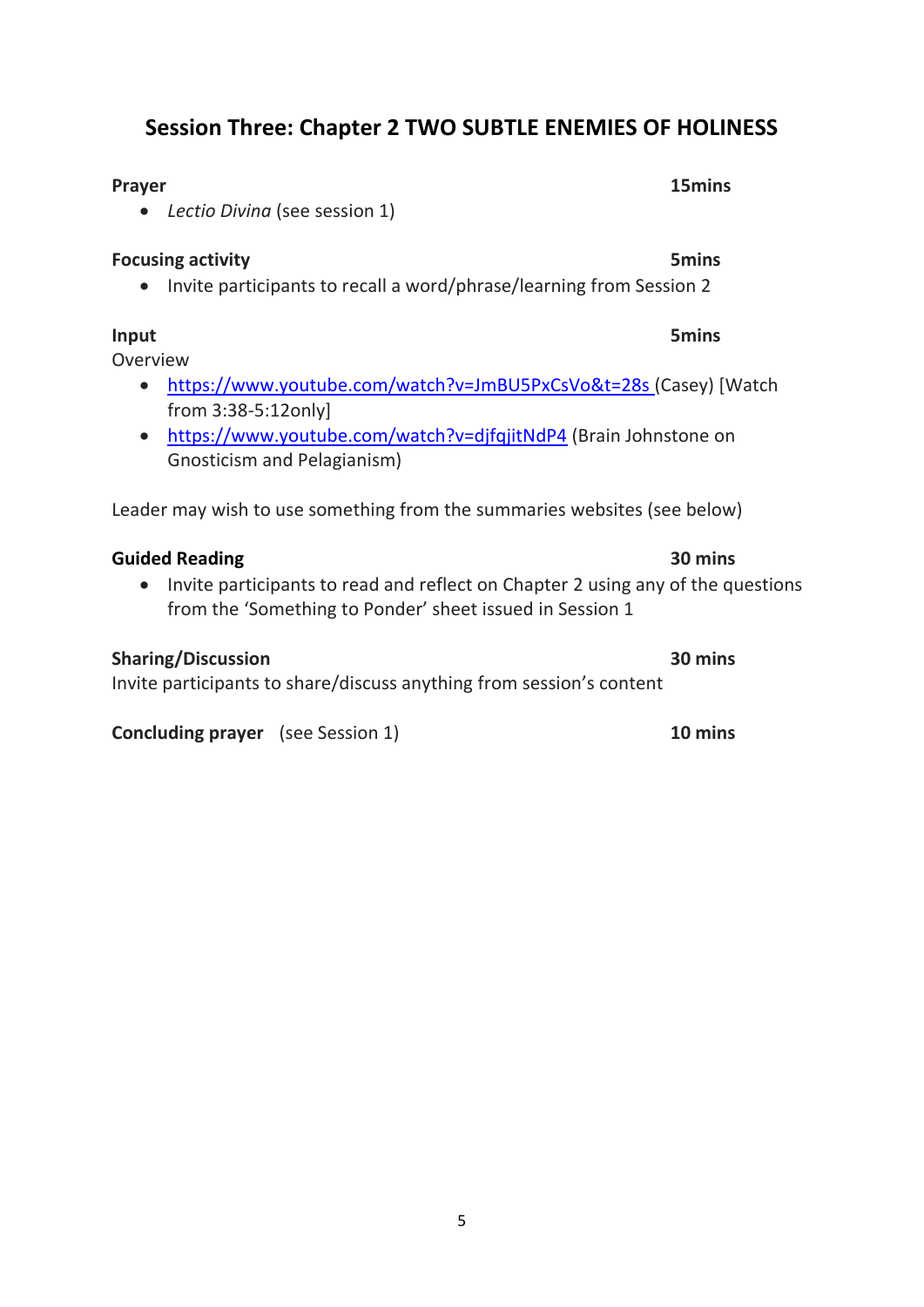## Session Three: Chapter 2 TWO SUBTLE ENEMIES OF HOLINESS

**Prayer** **15mins**

- *Lectio Divina* (see session 1)

**Focusing activity** **5mins**

- Invite participants to recall a word/phrase/learning from Session 2

**Input** **5mins**

Overview

- https://www.youtube.com/watch?v=JmBU5PxCsVo&t=28s (Casey) [Watch from 3:38-5:12only]
- https://www.youtube.com/watch?v=djfqjitNdP4 (Brain Johnstone on Gnosticism and Pelagianism)

Leader may wish to use something from the summaries websites (see below)

**Guided Reading** **30 mins**

- Invite participants to read and reflect on Chapter 2 using any of the questions from the 'Something to Ponder' sheet issued in Session 1

**Sharing/Discussion** **30 mins**

Invite participants to share/discuss anything from session's content

**Concluding prayer** (see Session 1) **10 mins**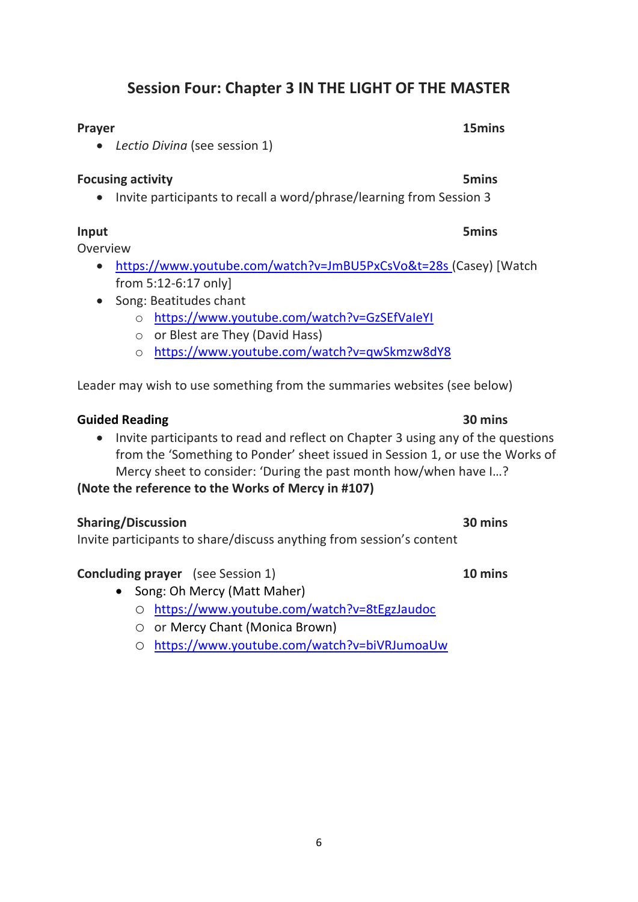## Session Four: Chapter 3 IN THE LIGHT OF THE MASTER

**Prayer** **15mins**

- *Lectio Divina* (see session 1)

**Focusing activity** **5mins**

- Invite participants to recall a word/phrase/learning from Session 3

**Input** **5mins**

Overview

- https://www.youtube.com/watch?v=JmBU5PxCsVo&t=28s (Casey) [Watch from 5:12-6:17 only]
- Song: Beatitudes chant
  - https://www.youtube.com/watch?v=GzSEfVaIeYI
  - or Blest are They (David Hass)
  - https://www.youtube.com/watch?v=qwSkmzw8dY8

Leader may wish to use something from the summaries websites (see below)

**Guided Reading** **30 mins**

- Invite participants to read and reflect on Chapter 3 using any of the questions from the 'Something to Ponder' sheet issued in Session 1, or use the Works of Mercy sheet to consider: 'During the past month how/when have I…?

**(Note the reference to the Works of Mercy in #107)**

**Sharing/Discussion** **30 mins**

Invite participants to share/discuss anything from session's content

**Concluding prayer** (see Session 1) **10 mins**

- Song: Oh Mercy (Matt Maher)
  - https://www.youtube.com/watch?v=8tEgzJaudoc
  - or Mercy Chant (Monica Brown)
  - https://www.youtube.com/watch?v=biVRJumoaUw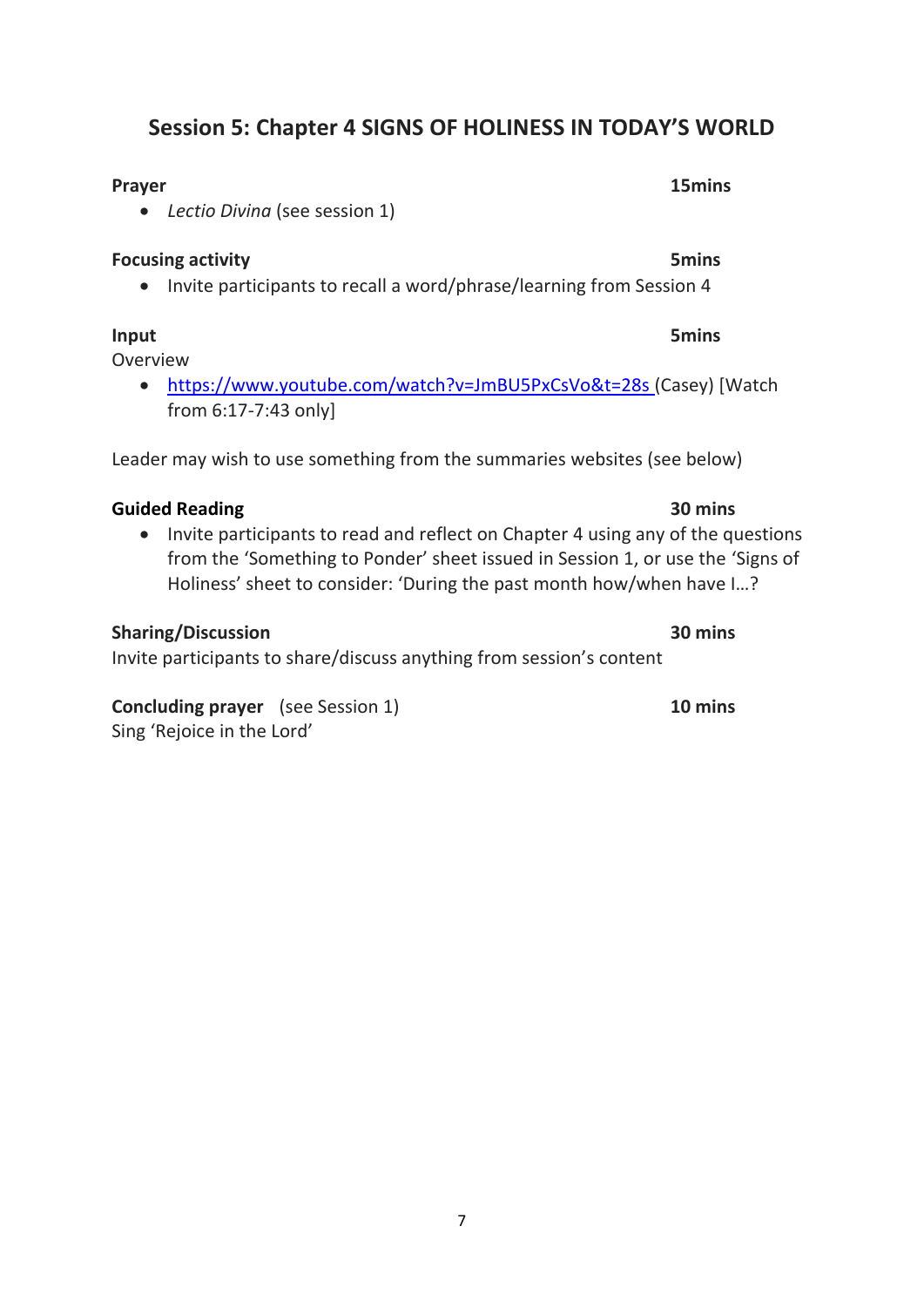## Session 5: Chapter 4 SIGNS OF HOLINESS IN TODAY'S WORLD

**Prayer** **15mins**

- *Lectio Divina* (see session 1)

**Focusing activity** **5mins**

- Invite participants to recall a word/phrase/learning from Session 4

**Input** **5mins**

Overview

- https://www.youtube.com/watch?v=JmBU5PxCsVo&t=28s (Casey) [Watch from 6:17-7:43 only]

Leader may wish to use something from the summaries websites (see below)

**Guided Reading** **30 mins**

- Invite participants to read and reflect on Chapter 4 using any of the questions from the 'Something to Ponder' sheet issued in Session 1, or use the 'Signs of Holiness' sheet to consider: 'During the past month how/when have I…?

**Sharing/Discussion** **30 mins**

Invite participants to share/discuss anything from session's content

**Concluding prayer** (see Session 1) **10 mins**

Sing 'Rejoice in the Lord'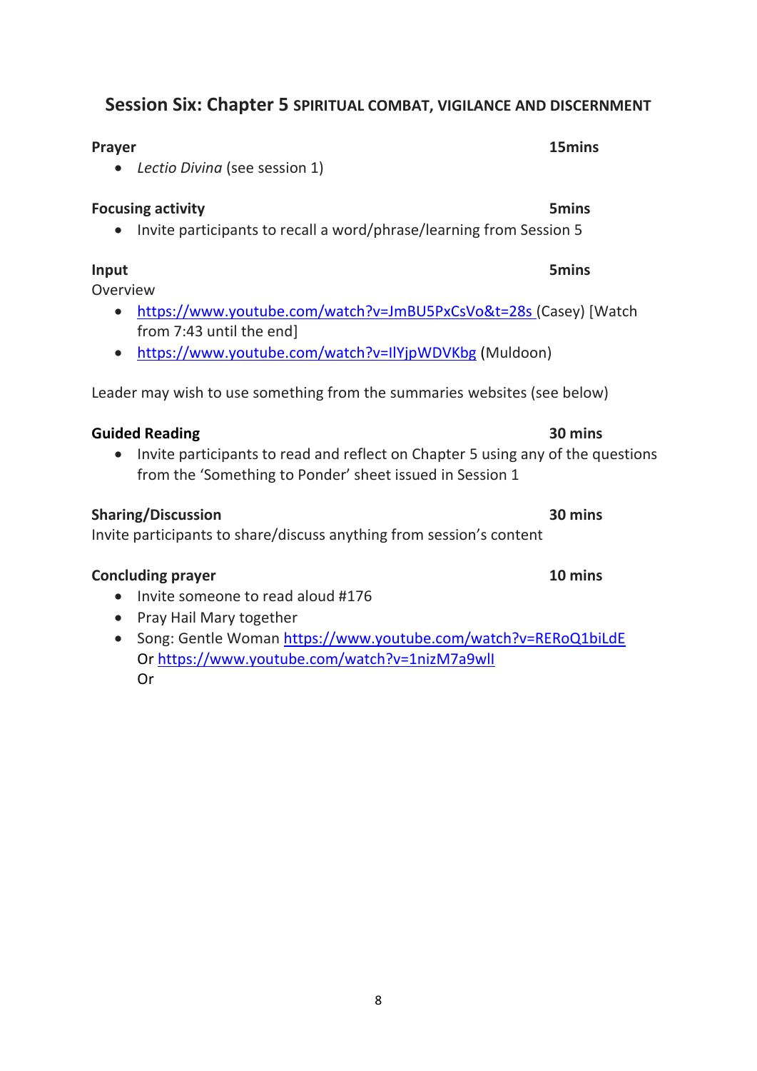## Session Six: Chapter 5 SPIRITUAL COMBAT, VIGILANCE AND DISCERNMENT

**Prayer** **15mins**

- *Lectio Divina* (see session 1)

**Focusing activity** **5mins**

- Invite participants to recall a word/phrase/learning from Session 5

**Input** **5mins**

Overview

- https://www.youtube.com/watch?v=JmBU5PxCsVo&t=28s (Casey) [Watch from 7:43 until the end]
- https://www.youtube.com/watch?v=IlYjpWDVKbg (Muldoon)

Leader may wish to use something from the summaries websites (see below)

**Guided Reading** **30 mins**

- Invite participants to read and reflect on Chapter 5 using any of the questions from the 'Something to Ponder' sheet issued in Session 1

**Sharing/Discussion** **30 mins**

Invite participants to share/discuss anything from session's content

**Concluding prayer** **10 mins**

- Invite someone to read aloud #176
- Pray Hail Mary together
- Song: Gentle Woman https://www.youtube.com/watch?v=RERoQ1biLdE
  Or https://www.youtube.com/watch?v=1nizM7a9wlI
  Or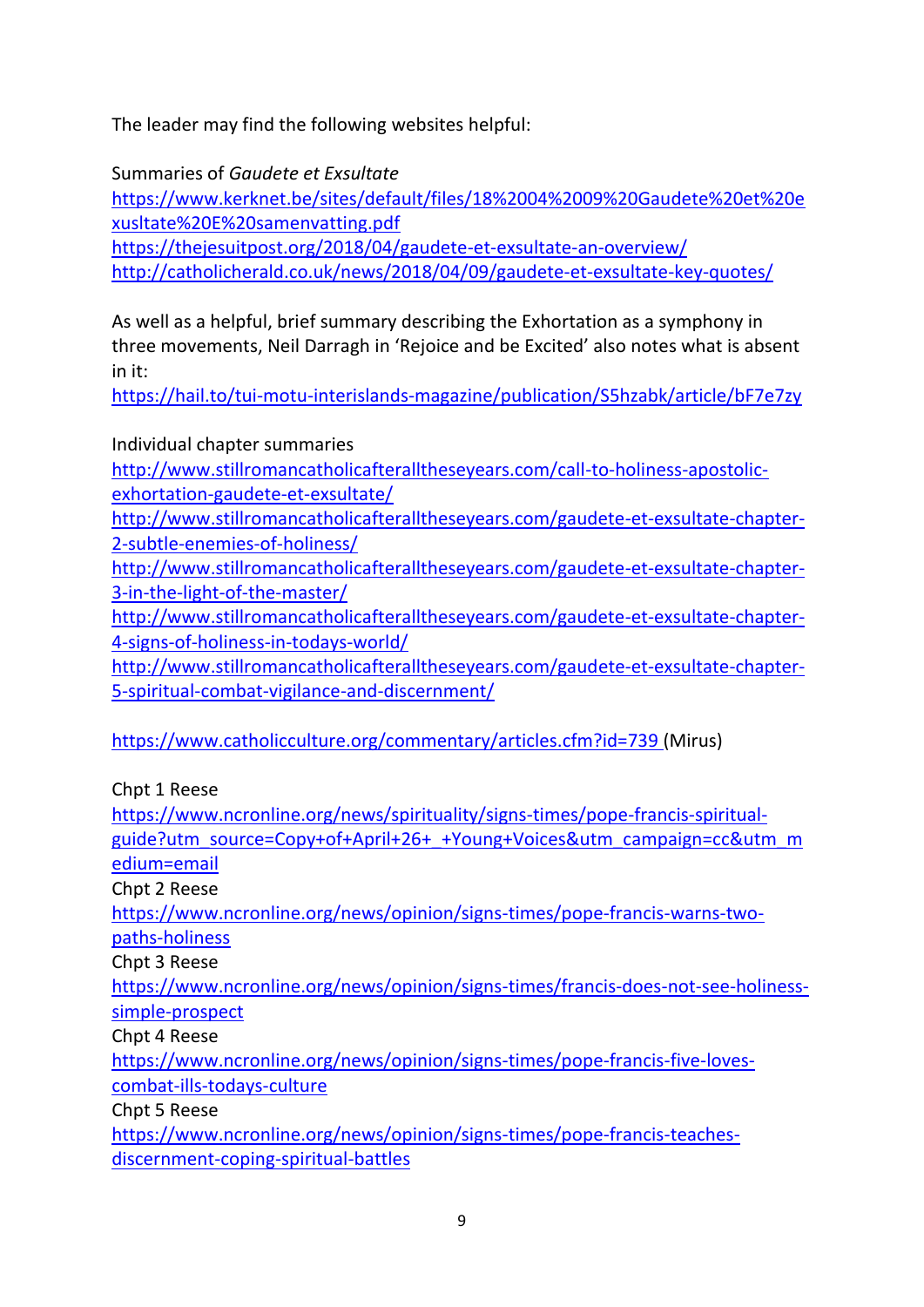The leader may find the following websites helpful:

Summaries of *Gaudete et Exsultate*
https://www.kerknet.be/sites/default/files/18%2004%2009%20Gaudete%20et%20exusltate%20E%20samenvatting.pdf
https://thejesuitpost.org/2018/04/gaudete-et-exsultate-an-overview/
http://catholicherald.co.uk/news/2018/04/09/gaudete-et-exsultate-key-quotes/

As well as a helpful, brief summary describing the Exhortation as a symphony in three movements, Neil Darragh in 'Rejoice and be Excited' also notes what is absent in it:
https://hail.to/tui-motu-interislands-magazine/publication/S5hzabk/article/bF7e7zy

Individual chapter summaries
http://www.stillromancatholicafterallthesеyears.com/call-to-holiness-apostolic-exhortation-gaudete-et-exsultate/
http://www.stillromancatholicafterallthesеyears.com/gaudete-et-exsultate-chapter-2-subtle-enemies-of-holiness/
http://www.stillromancatholicafterallthesеyears.com/gaudete-et-exsultate-chapter-3-in-the-light-of-the-master/
http://www.stillromancatholicafterallthesеyears.com/gaudete-et-exsultate-chapter-4-signs-of-holiness-in-todays-world/
http://www.stillromancatholicafterallthesеyears.com/gaudete-et-exsultate-chapter-5-spiritual-combat-vigilance-and-discernment/

https://www.catholicculture.org/commentary/articles.cfm?id=739 (Mirus)

Chpt 1 Reese
https://www.ncronline.org/news/spirituality/signs-times/pope-francis-spiritual-guide?utm_source=Copy+of+April+26+_+Young+Voices&utm_campaign=cc&utm_medium=email
Chpt 2 Reese
https://www.ncronline.org/news/opinion/signs-times/pope-francis-warns-two-paths-holiness
Chpt 3 Reese
https://www.ncronline.org/news/opinion/signs-times/francis-does-not-see-holiness-simple-prospect
Chpt 4 Reese
https://www.ncronline.org/news/opinion/signs-times/pope-francis-five-loves-combat-ills-todays-culture
Chpt 5 Reese
https://www.ncronline.org/news/opinion/signs-times/pope-francis-teaches-discernment-coping-spiritual-battles